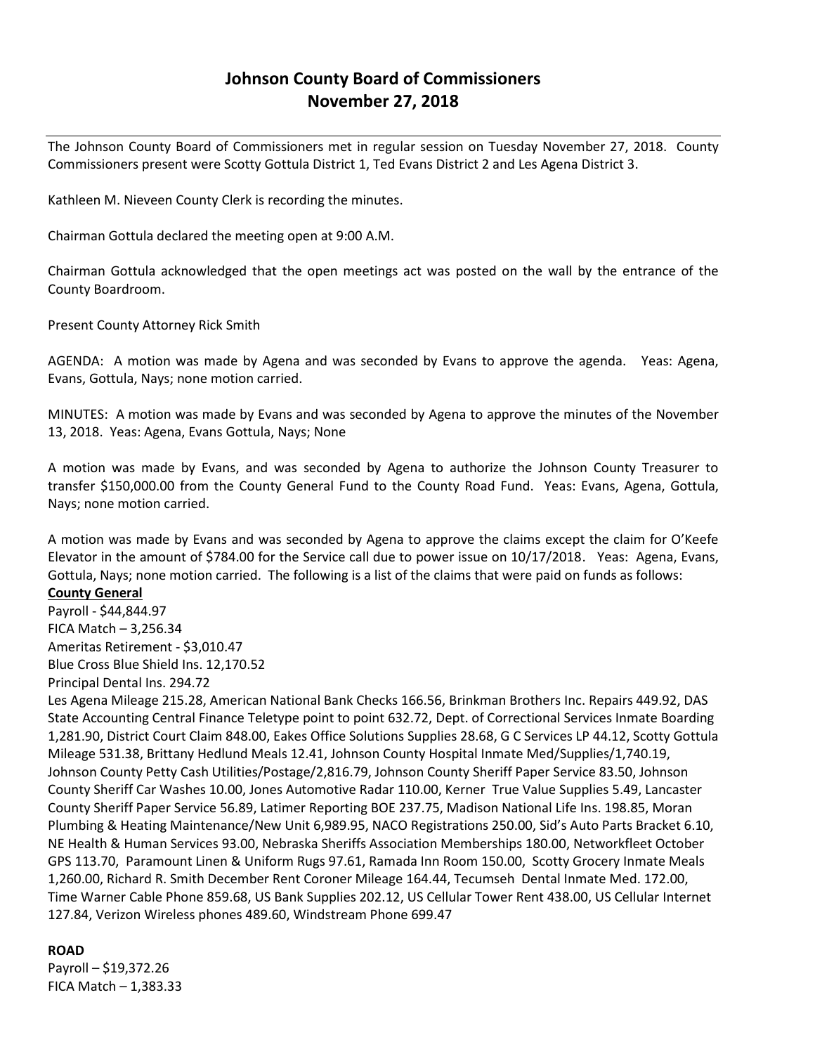# Johnson County Board of Commissioners
# November 27, 2018

The Johnson County Board of Commissioners met in regular session on Tuesday November 27, 2018. County Commissioners present were Scotty Gottula District 1, Ted Evans District 2 and Les Agena District 3.

Kathleen M. Nieveen County Clerk is recording the minutes.

Chairman Gottula declared the meeting open at 9:00 A.M.

Chairman Gottula acknowledged that the open meetings act was posted on the wall by the entrance of the County Boardroom.

Present County Attorney Rick Smith

AGENDA: A motion was made by Agena and was seconded by Evans to approve the agenda. Yeas: Agena, Evans, Gottula, Nays; none motion carried.

MINUTES: A motion was made by Evans and was seconded by Agena to approve the minutes of the November 13, 2018. Yeas: Agena, Evans Gottula, Nays; None

A motion was made by Evans, and was seconded by Agena to authorize the Johnson County Treasurer to transfer $150,000.00 from the County General Fund to the County Road Fund. Yeas: Evans, Agena, Gottula, Nays; none motion carried.

A motion was made by Evans and was seconded by Agena to approve the claims except the claim for O'Keefe Elevator in the amount of $784.00 for the Service call due to power issue on 10/17/2018. Yeas: Agena, Evans, Gottula, Nays; none motion carried. The following is a list of the claims that were paid on funds as follows:

**County General**

Payroll - $44,844.97
FICA Match – 3,256.34
Ameritas Retirement - $3,010.47
Blue Cross Blue Shield Ins. 12,170.52
Principal Dental Ins. 294.72
Les Agena Mileage 215.28, American National Bank Checks 166.56, Brinkman Brothers Inc. Repairs 449.92, DAS State Accounting Central Finance Teletype point to point 632.72, Dept. of Correctional Services Inmate Boarding 1,281.90, District Court Claim 848.00, Eakes Office Solutions Supplies 28.68, G C Services LP 44.12, Scotty Gottula Mileage 531.38, Brittany Hedlund Meals 12.41, Johnson County Hospital Inmate Med/Supplies/1,740.19, Johnson County Petty Cash Utilities/Postage/2,816.79, Johnson County Sheriff Paper Service 83.50, Johnson County Sheriff Car Washes 10.00, Jones Automotive Radar 110.00, Kerner True Value Supplies 5.49, Lancaster County Sheriff Paper Service 56.89, Latimer Reporting BOE 237.75, Madison National Life Ins. 198.85, Moran Plumbing & Heating Maintenance/New Unit 6,989.95, NACO Registrations 250.00, Sid's Auto Parts Bracket 6.10, NE Health & Human Services 93.00, Nebraska Sheriffs Association Memberships 180.00, Networkfleet October GPS 113.70, Paramount Linen & Uniform Rugs 97.61, Ramada Inn Room 150.00, Scotty Grocery Inmate Meals 1,260.00, Richard R. Smith December Rent Coroner Mileage 164.44, Tecumseh Dental Inmate Med. 172.00, Time Warner Cable Phone 859.68, US Bank Supplies 202.12, US Cellular Tower Rent 438.00, US Cellular Internet 127.84, Verizon Wireless phones 489.60, Windstream Phone 699.47

**ROAD**

Payroll – $19,372.26
FICA Match – 1,383.33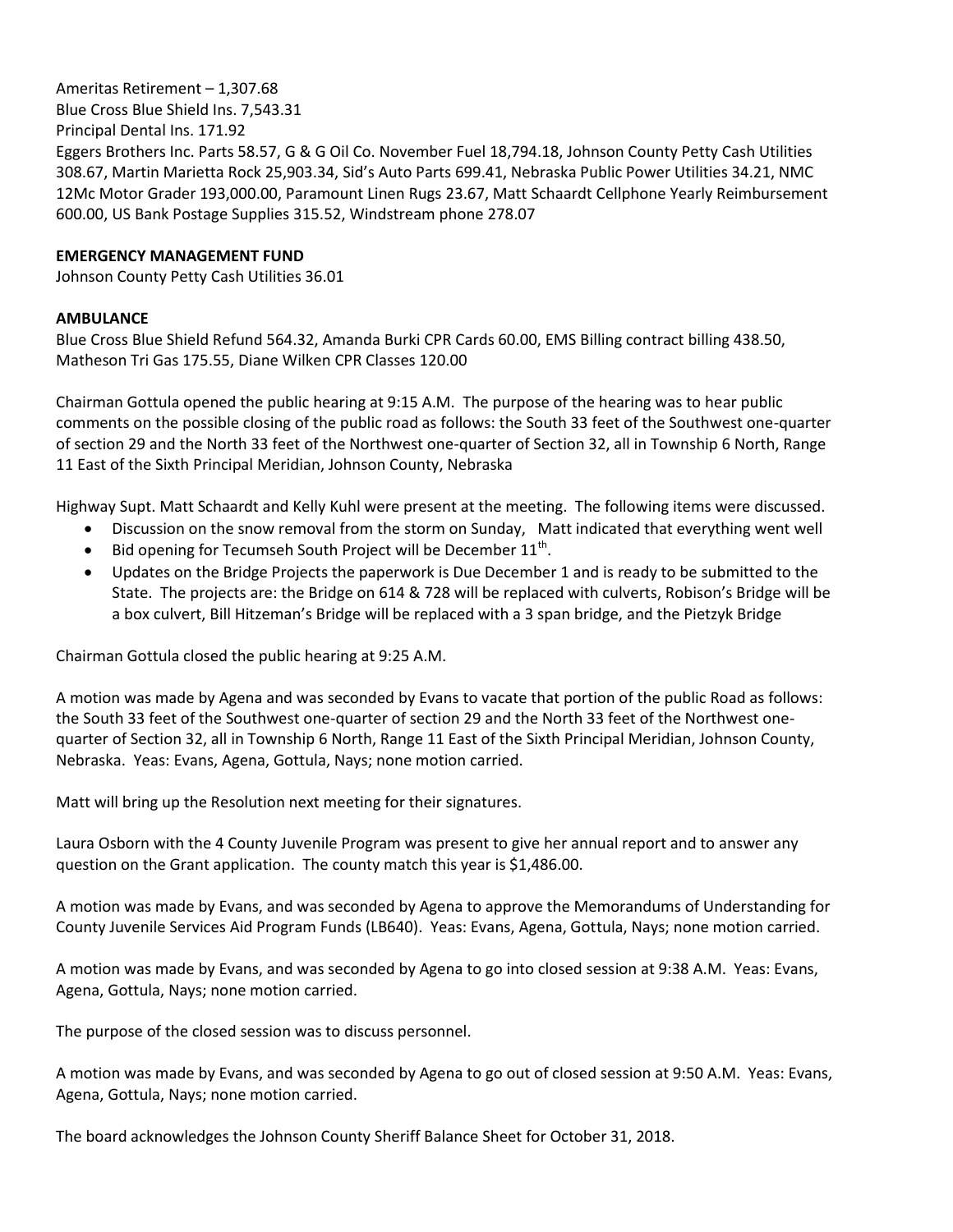Ameritas Retirement – 1,307.68
Blue Cross Blue Shield Ins. 7,543.31
Principal Dental Ins. 171.92
Eggers Brothers Inc. Parts 58.57, G & G Oil Co. November Fuel 18,794.18, Johnson County Petty Cash Utilities 308.67, Martin Marietta Rock 25,903.34, Sid's Auto Parts 699.41, Nebraska Public Power Utilities 34.21, NMC 12Mc Motor Grader 193,000.00, Paramount Linen Rugs 23.67, Matt Schaardt Cellphone Yearly Reimbursement 600.00, US Bank Postage Supplies 315.52, Windstream phone 278.07

**EMERGENCY MANAGEMENT FUND**
Johnson County Petty Cash Utilities 36.01

**AMBULANCE**
Blue Cross Blue Shield Refund 564.32, Amanda Burki CPR Cards 60.00, EMS Billing contract billing 438.50, Matheson Tri Gas 175.55, Diane Wilken CPR Classes 120.00

Chairman Gottula opened the public hearing at 9:15 A.M. The purpose of the hearing was to hear public comments on the possible closing of the public road as follows: the South 33 feet of the Southwest one-quarter of section 29 and the North 33 feet of the Northwest one-quarter of Section 32, all in Township 6 North, Range 11 East of the Sixth Principal Meridian, Johnson County, Nebraska

Highway Supt. Matt Schaardt and Kelly Kuhl were present at the meeting. The following items were discussed.

- Discussion on the snow removal from the storm on Sunday, Matt indicated that everything went well
- Bid opening for Tecumseh South Project will be December 11th.
- Updates on the Bridge Projects the paperwork is Due December 1 and is ready to be submitted to the State. The projects are: the Bridge on 614 & 728 will be replaced with culverts, Robison's Bridge will be a box culvert, Bill Hitzeman's Bridge will be replaced with a 3 span bridge, and the Pietzyk Bridge

Chairman Gottula closed the public hearing at 9:25 A.M.

A motion was made by Agena and was seconded by Evans to vacate that portion of the public Road as follows: the South 33 feet of the Southwest one-quarter of section 29 and the North 33 feet of the Northwest one-quarter of Section 32, all in Township 6 North, Range 11 East of the Sixth Principal Meridian, Johnson County, Nebraska. Yeas: Evans, Agena, Gottula, Nays; none motion carried.

Matt will bring up the Resolution next meeting for their signatures.

Laura Osborn with the 4 County Juvenile Program was present to give her annual report and to answer any question on the Grant application. The county match this year is $1,486.00.

A motion was made by Evans, and was seconded by Agena to approve the Memorandums of Understanding for County Juvenile Services Aid Program Funds (LB640). Yeas: Evans, Agena, Gottula, Nays; none motion carried.

A motion was made by Evans, and was seconded by Agena to go into closed session at 9:38 A.M. Yeas: Evans, Agena, Gottula, Nays; none motion carried.

The purpose of the closed session was to discuss personnel.

A motion was made by Evans, and was seconded by Agena to go out of closed session at 9:50 A.M. Yeas: Evans, Agena, Gottula, Nays; none motion carried.

The board acknowledges the Johnson County Sheriff Balance Sheet for October 31, 2018.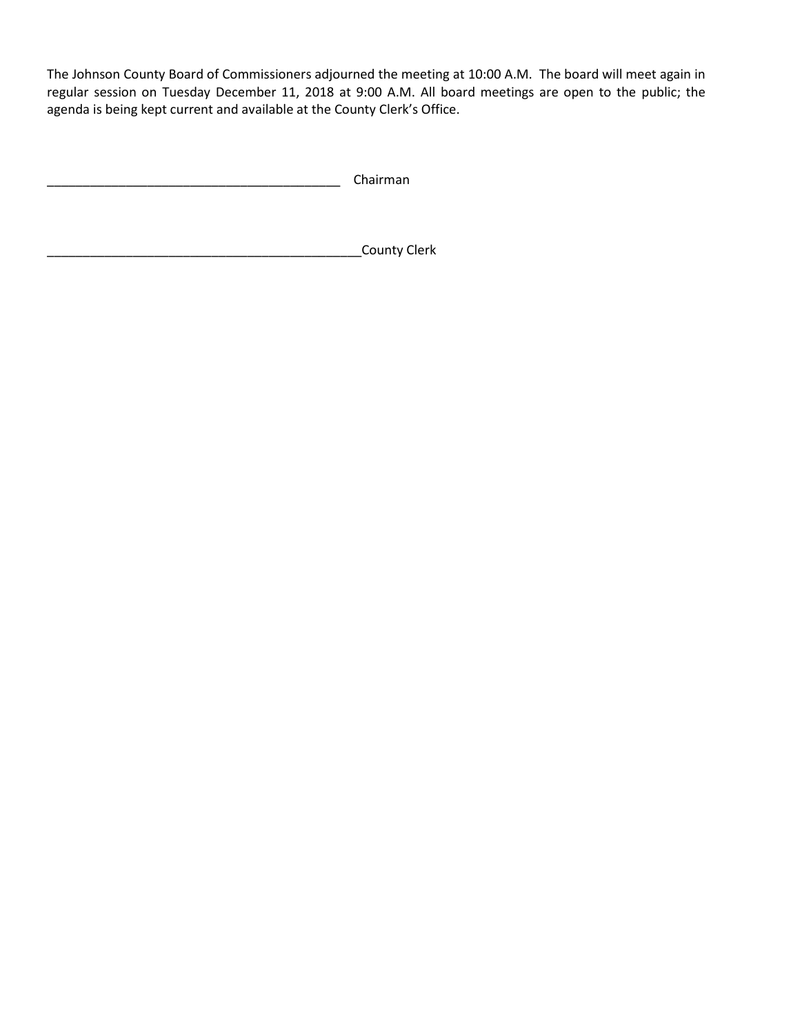The Johnson County Board of Commissioners adjourned the meeting at 10:00 A.M. The board will meet again in regular session on Tuesday December 11, 2018 at 9:00 A.M. All board meetings are open to the public; the agenda is being kept current and available at the County Clerk's Office.

__________________________________________ Chairman

____________________________________________County Clerk